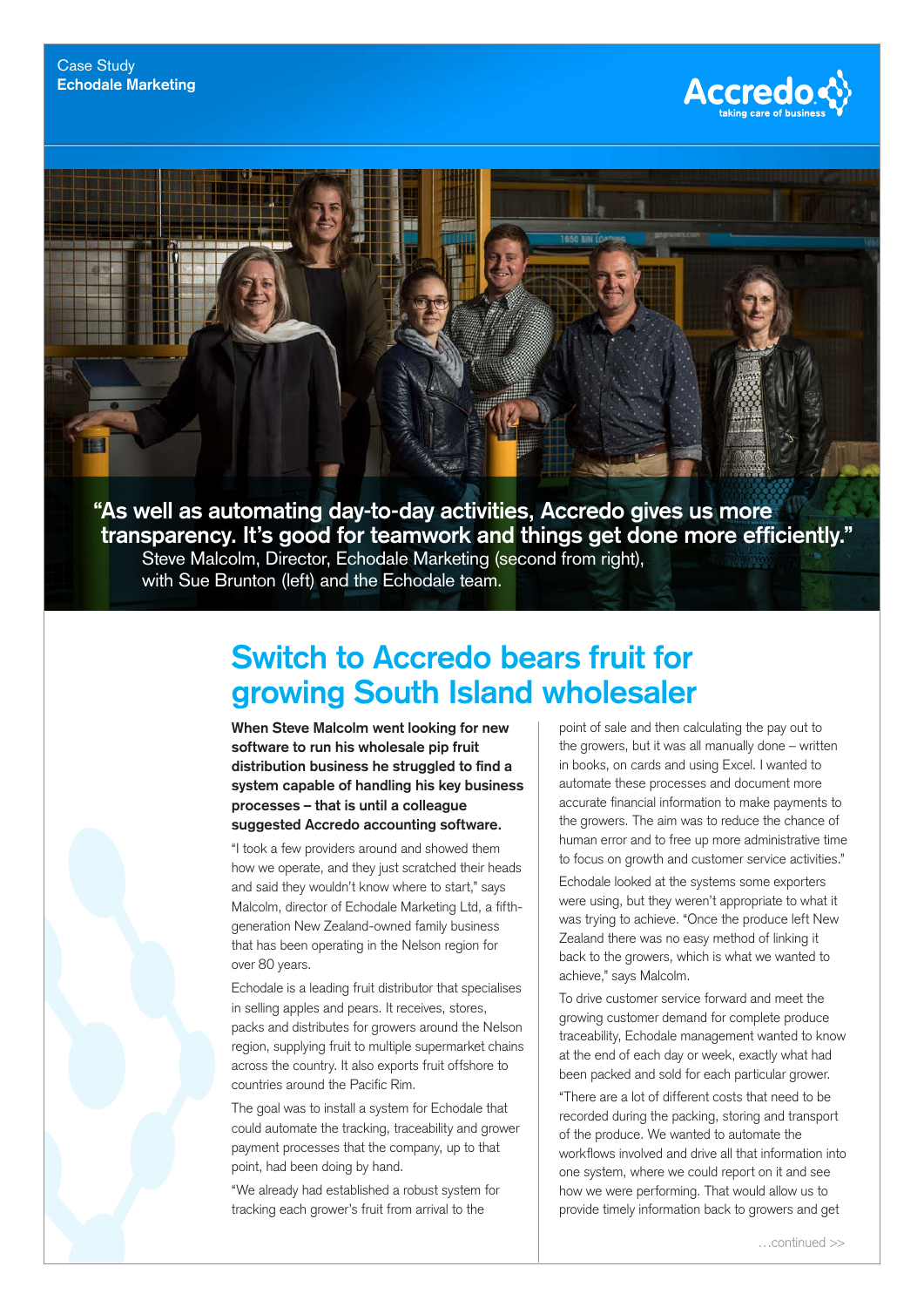Case Study
**Echodale Marketing**

Accredo taking care of business

**"As well as automating day-to-day activities, Accredo gives us more transparency. It's good for teamwork and things get done more efficiently."**
Steve Malcolm, Director, Echodale Marketing (second from right), with Sue Brunton (left) and the Echodale team.

# Switch to Accredo bears fruit for growing South Island wholesaler

**When Steve Malcolm went looking for new software to run his wholesale pip fruit distribution business he struggled to find a system capable of handling his key business processes – that is until a colleague suggested Accredo accounting software.**

"I took a few providers around and showed them how we operate, and they just scratched their heads and said they wouldn't know where to start," says Malcolm, director of Echodale Marketing Ltd, a fifth-generation New Zealand-owned family business that has been operating in the Nelson region for over 80 years.

Echodale is a leading fruit distributor that specialises in selling apples and pears. It receives, stores, packs and distributes for growers around the Nelson region, supplying fruit to multiple supermarket chains across the country. It also exports fruit offshore to countries around the Pacific Rim.

The goal was to install a system for Echodale that could automate the tracking, traceability and grower payment processes that the company, up to that point, had been doing by hand.

"We already had established a robust system for tracking each grower's fruit from arrival to the point of sale and then calculating the pay out to the growers, but it was all manually done – written in books, on cards and using Excel. I wanted to automate these processes and document more accurate financial information to make payments to the growers. The aim was to reduce the chance of human error and to free up more administrative time to focus on growth and customer service activities."

Echodale looked at the systems some exporters were using, but they weren't appropriate to what it was trying to achieve. "Once the produce left New Zealand there was no easy method of linking it back to the growers, which is what we wanted to achieve," says Malcolm.

To drive customer service forward and meet the growing customer demand for complete produce traceability, Echodale management wanted to know at the end of each day or week, exactly what had been packed and sold for each particular grower.

"There are a lot of different costs that need to be recorded during the packing, storing and transport of the produce. We wanted to automate the workflows involved and drive all that information into one system, where we could report on it and see how we were performing. That would allow us to provide timely information back to growers and get

…continued >>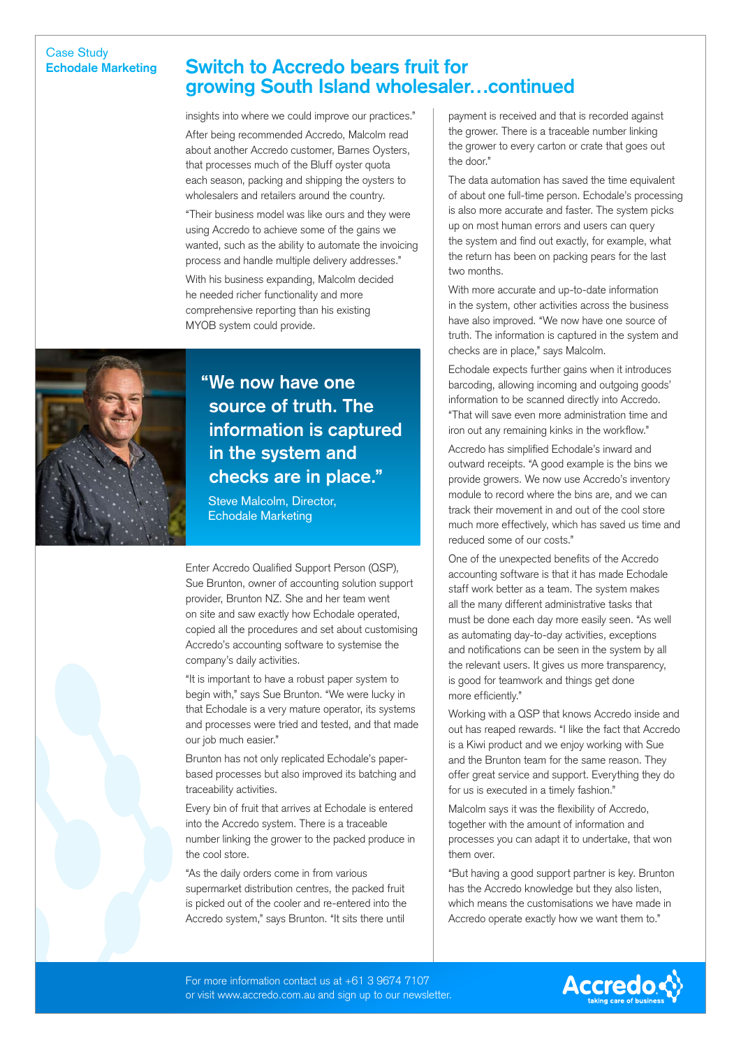Case Study
**Echodale Marketing**

# Switch to Accredo bears fruit for growing South Island wholesaler…continued

insights into where we could improve our practices."

After being recommended Accredo, Malcolm read about another Accredo customer, Barnes Oysters, that processes much of the Bluff oyster quota each season, packing and shipping the oysters to wholesalers and retailers around the country.

"Their business model was like ours and they were using Accredo to achieve some of the gains we wanted, such as the ability to automate the invoicing process and handle multiple delivery addresses."

With his business expanding, Malcolm decided he needed richer functionality and more comprehensive reporting than his existing MYOB system could provide.

> **"We now have one source of truth. The information is captured in the system and checks are in place."**
>
> Steve Malcolm, Director, Echodale Marketing

Enter Accredo Qualified Support Person (QSP), Sue Brunton, owner of accounting solution support provider, Brunton NZ. She and her team went on site and saw exactly how Echodale operated, copied all the procedures and set about customising Accredo's accounting software to systemise the company's daily activities.

"It is important to have a robust paper system to begin with," says Sue Brunton. "We were lucky in that Echodale is a very mature operator, its systems and processes were tried and tested, and that made our job much easier."

Brunton has not only replicated Echodale's paper-based processes but also improved its batching and traceability activities.

Every bin of fruit that arrives at Echodale is entered into the Accredo system. There is a traceable number linking the grower to the packed produce in the cool store.

"As the daily orders come in from various supermarket distribution centres, the packed fruit is picked out of the cooler and re-entered into the Accredo system," says Brunton. "It sits there until payment is received and that is recorded against the grower. There is a traceable number linking the grower to every carton or crate that goes out the door."

The data automation has saved the time equivalent of about one full-time person. Echodale's processing is also more accurate and faster. The system picks up on most human errors and users can query the system and find out exactly, for example, what the return has been on packing pears for the last two months.

With more accurate and up-to-date information in the system, other activities across the business have also improved. "We now have one source of truth. The information is captured in the system and checks are in place," says Malcolm.

Echodale expects further gains when it introduces barcoding, allowing incoming and outgoing goods' information to be scanned directly into Accredo. "That will save even more administration time and iron out any remaining kinks in the workflow."

Accredo has simplified Echodale's inward and outward receipts. "A good example is the bins we provide growers. We now use Accredo's inventory module to record where the bins are, and we can track their movement in and out of the cool store much more effectively, which has saved us time and reduced some of our costs."

One of the unexpected benefits of the Accredo accounting software is that it has made Echodale staff work better as a team. The system makes all the many different administrative tasks that must be done each day more easily seen. "As well as automating day-to-day activities, exceptions and notifications can be seen in the system by all the relevant users. It gives us more transparency, is good for teamwork and things get done more efficiently."

Working with a QSP that knows Accredo inside and out has reaped rewards. "I like the fact that Accredo is a Kiwi product and we enjoy working with Sue and the Brunton team for the same reason. They offer great service and support. Everything they do for us is executed in a timely fashion."

Malcolm says it was the flexibility of Accredo, together with the amount of information and processes you can adapt it to undertake, that won them over.

"But having a good support partner is key. Brunton has the Accredo knowledge but they also listen, which means the customisations we have made in Accredo operate exactly how we want them to."

For more information contact us at +61 3 9674 7107
or visit www.accredo.com.au and sign up to our newsletter.

Accredo taking care of business